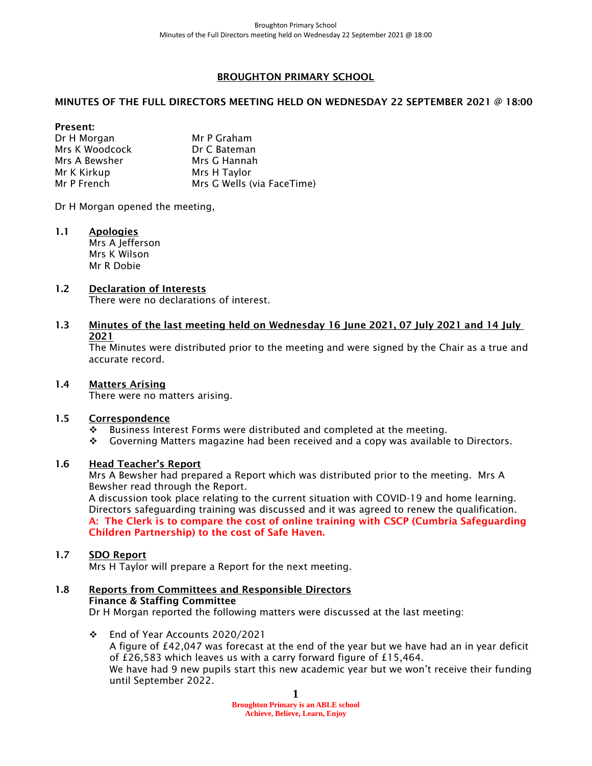# BROUGHTON PRIMARY SCHOOL

## MINUTES OF THE FULL DIRECTORS MEETING HELD ON WEDNESDAY 22 SEPTEMBER 2021 @ 18:00

**Present:**

| | |
|---|---|
| Dr H Morgan | Mr P Graham |
| Mrs K Woodcock | Dr C Bateman |
| Mrs A Bewsher | Mrs G Hannah |
| Mr K Kirkup | Mrs H Taylor |
| Mr P French | Mrs G Wells (via FaceTime) |

Dr H Morgan opened the meeting,

**1.1 Apologies**

Mrs A Jefferson
Mrs K Wilson
Mr R Dobie

**1.2 Declaration of Interests**

There were no declarations of interest.

**1.3 Minutes of the last meeting held on Wednesday 16 June 2021, 07 July 2021 and 14 July 2021**

The Minutes were distributed prior to the meeting and were signed by the Chair as a true and accurate record.

**1.4 Matters Arising**

There were no matters arising.

**1.5 Correspondence**

- Business Interest Forms were distributed and completed at the meeting.
- Governing Matters magazine had been received and a copy was available to Directors.

**1.6 Head Teacher's Report**

Mrs A Bewsher had prepared a Report which was distributed prior to the meeting. Mrs A Bewsher read through the Report.
A discussion took place relating to the current situation with COVID-19 and home learning.
Directors safeguarding training was discussed and it was agreed to renew the qualification.
**A: The Clerk is to compare the cost of online training with CSCP (Cumbria Safeguarding Children Partnership) to the cost of Safe Haven.**

**1.7 SDO Report**

Mrs H Taylor will prepare a Report for the next meeting.

**1.8 Reports from Committees and Responsible Directors**

**Finance & Staffing Committee**

Dr H Morgan reported the following matters were discussed at the last meeting:

- End of Year Accounts 2020/2021
  A figure of £42,047 was forecast at the end of the year but we have had an in year deficit of £26,583 which leaves us with a carry forward figure of £15,464.
  We have had 9 new pupils start this new academic year but we won't receive their funding until September 2022.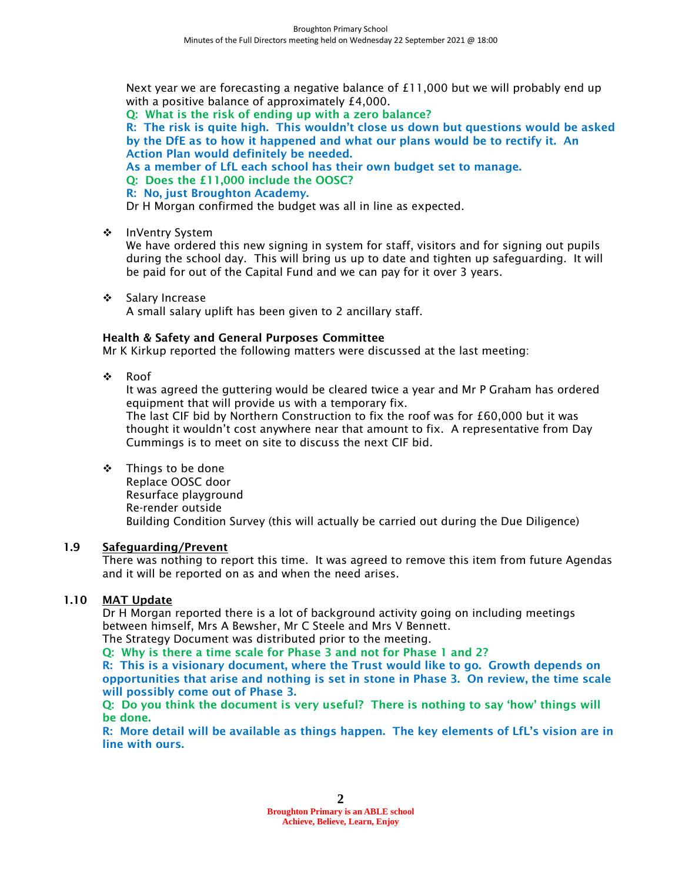Next year we are forecasting a negative balance of £11,000 but we will probably end up with a positive balance of approximately £4,000.

**Q: What is the risk of ending up with a zero balance?**

**R: The risk is quite high. This wouldn't close us down but questions would be asked by the DfE as to how it happened and what our plans would be to rectify it. An Action Plan would definitely be needed.**

**As a member of LfL each school has their own budget set to manage.**

**Q: Does the £11,000 include the OOSC?**

**R: No, just Broughton Academy.**

Dr H Morgan confirmed the budget was all in line as expected.

- InVentry System
  We have ordered this new signing in system for staff, visitors and for signing out pupils during the school day. This will bring us up to date and tighten up safeguarding. It will be paid for out of the Capital Fund and we can pay for it over 3 years.

- Salary Increase
  A small salary uplift has been given to 2 ancillary staff.

**Health & Safety and General Purposes Committee**

Mr K Kirkup reported the following matters were discussed at the last meeting:

- Roof
  It was agreed the guttering would be cleared twice a year and Mr P Graham has ordered equipment that will provide us with a temporary fix.
  The last CIF bid by Northern Construction to fix the roof was for £60,000 but it was thought it wouldn't cost anywhere near that amount to fix. A representative from Day Cummings is to meet on site to discuss the next CIF bid.

- Things to be done
  Replace OOSC door
  Resurface playground
  Re-render outside
  Building Condition Survey (this will actually be carried out during the Due Diligence)

## 1.9 Safeguarding/Prevent

There was nothing to report this time. It was agreed to remove this item from future Agendas and it will be reported on as and when the need arises.

## 1.10 MAT Update

Dr H Morgan reported there is a lot of background activity going on including meetings between himself, Mrs A Bewsher, Mr C Steele and Mrs V Bennett.

The Strategy Document was distributed prior to the meeting.

**Q: Why is there a time scale for Phase 3 and not for Phase 1 and 2?**

**R: This is a visionary document, where the Trust would like to go. Growth depends on opportunities that arise and nothing is set in stone in Phase 3. On review, the time scale will possibly come out of Phase 3.**

**Q: Do you think the document is very useful? There is nothing to say 'how' things will be done.**

**R: More detail will be available as things happen. The key elements of LfL's vision are in line with ours.**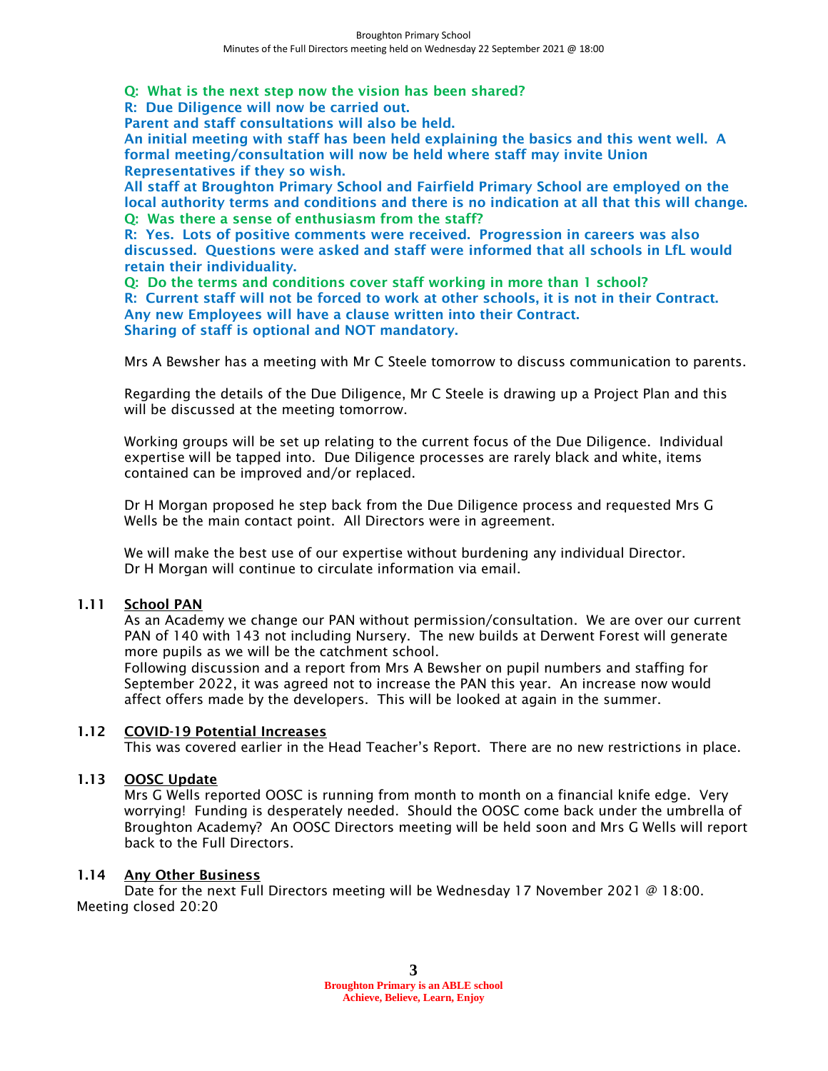**Q: What is the next step now the vision has been shared?**

**R: Due Diligence will now be carried out.**

**Parent and staff consultations will also be held.**

**An initial meeting with staff has been held explaining the basics and this went well. A formal meeting/consultation will now be held where staff may invite Union Representatives if they so wish.**

**All staff at Broughton Primary School and Fairfield Primary School are employed on the local authority terms and conditions and there is no indication at all that this will change.**

**Q: Was there a sense of enthusiasm from the staff?**

**R: Yes. Lots of positive comments were received. Progression in careers was also discussed. Questions were asked and staff were informed that all schools in LfL would retain their individuality.**

**Q: Do the terms and conditions cover staff working in more than 1 school?**

**R: Current staff will not be forced to work at other schools, it is not in their Contract. Any new Employees will have a clause written into their Contract.**

**Sharing of staff is optional and NOT mandatory.**

Mrs A Bewsher has a meeting with Mr C Steele tomorrow to discuss communication to parents.

Regarding the details of the Due Diligence, Mr C Steele is drawing up a Project Plan and this will be discussed at the meeting tomorrow.

Working groups will be set up relating to the current focus of the Due Diligence. Individual expertise will be tapped into. Due Diligence processes are rarely black and white, items contained can be improved and/or replaced.

Dr H Morgan proposed he step back from the Due Diligence process and requested Mrs G Wells be the main contact point. All Directors were in agreement.

We will make the best use of our expertise without burdening any individual Director. Dr H Morgan will continue to circulate information via email.

## 1.11 School PAN

As an Academy we change our PAN without permission/consultation. We are over our current PAN of 140 with 143 not including Nursery. The new builds at Derwent Forest will generate more pupils as we will be the catchment school.

Following discussion and a report from Mrs A Bewsher on pupil numbers and staffing for September 2022, it was agreed not to increase the PAN this year. An increase now would affect offers made by the developers. This will be looked at again in the summer.

## 1.12 COVID-19 Potential Increases

This was covered earlier in the Head Teacher's Report. There are no new restrictions in place.

## 1.13 OOSC Update

Mrs G Wells reported OOSC is running from month to month on a financial knife edge. Very worrying! Funding is desperately needed. Should the OOSC come back under the umbrella of Broughton Academy? An OOSC Directors meeting will be held soon and Mrs G Wells will report back to the Full Directors.

## 1.14 Any Other Business

Date for the next Full Directors meeting will be Wednesday 17 November 2021 @ 18:00.

Meeting closed 20:20